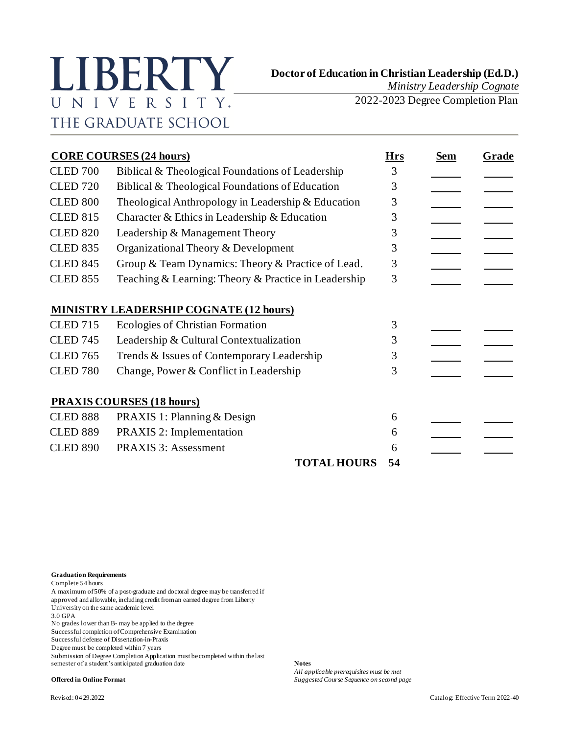# LIBERTY UNIVERSITY
## THE GRADUATE SCHOOL

**Doctor of Education in Christian Leadership (Ed.D.)**
*Ministry Leadership Cognate*
2022-2023 Degree Completion Plan

| **CORE COURSES (24 hours)** | | **Hrs** | **Sem** | **Grade** |
|---|---|---|---|---|
| CLED 700 | Biblical & Theological Foundations of Leadership | 3 | | |
| CLED 720 | Biblical & Theological Foundations of Education | 3 | | |
| CLED 800 | Theological Anthropology in Leadership & Education | 3 | | |
| CLED 815 | Character & Ethics in Leadership & Education | 3 | | |
| CLED 820 | Leadership & Management Theory | 3 | | |
| CLED 835 | Organizational Theory & Development | 3 | | |
| CLED 845 | Group & Team Dynamics: Theory & Practice of Lead. | 3 | | |
| CLED 855 | Teaching & Learning: Theory & Practice in Leadership | 3 | | |
| **MINISTRY LEADERSHIP COGNATE (12 hours)** | | | | |
| CLED 715 | Ecologies of Christian Formation | 3 | | |
| CLED 745 | Leadership & Cultural Contextualization | 3 | | |
| CLED 765 | Trends & Issues of Contemporary Leadership | 3 | | |
| CLED 780 | Change, Power & Conflict in Leadership | 3 | | |
| **PRAXIS COURSES (18 hours)** | | | | |
| CLED 888 | PRAXIS 1: Planning & Design | 6 | | |
| CLED 889 | PRAXIS 2: Implementation | 6 | | |
| CLED 890 | PRAXIS 3: Assessment | 6 | | |
| | **TOTAL HOURS** | **54** | | |

**Graduation Requirements**
Complete 54 hours
A maximum of 50% of a post-graduate and doctoral degree may be transferred if approved and allowable, including credit from an earned degree from Liberty University on the same academic level
3.0 GPA
No grades lower than B- may be applied to the degree
Successful completion of Comprehensive Examination
Successful defense of Dissertation-in-Praxis
Degree must be completed within 7 years
Submission of Degree Completion Application must be completed within the last semester of a student's anticipated graduation date

**Offered in Online Format**

**Notes**
*All applicable prerequisites must be met*
*Suggested Course Sequence on second page*

Revised: 04.29.2022

Catalog: Effective Term 2022-40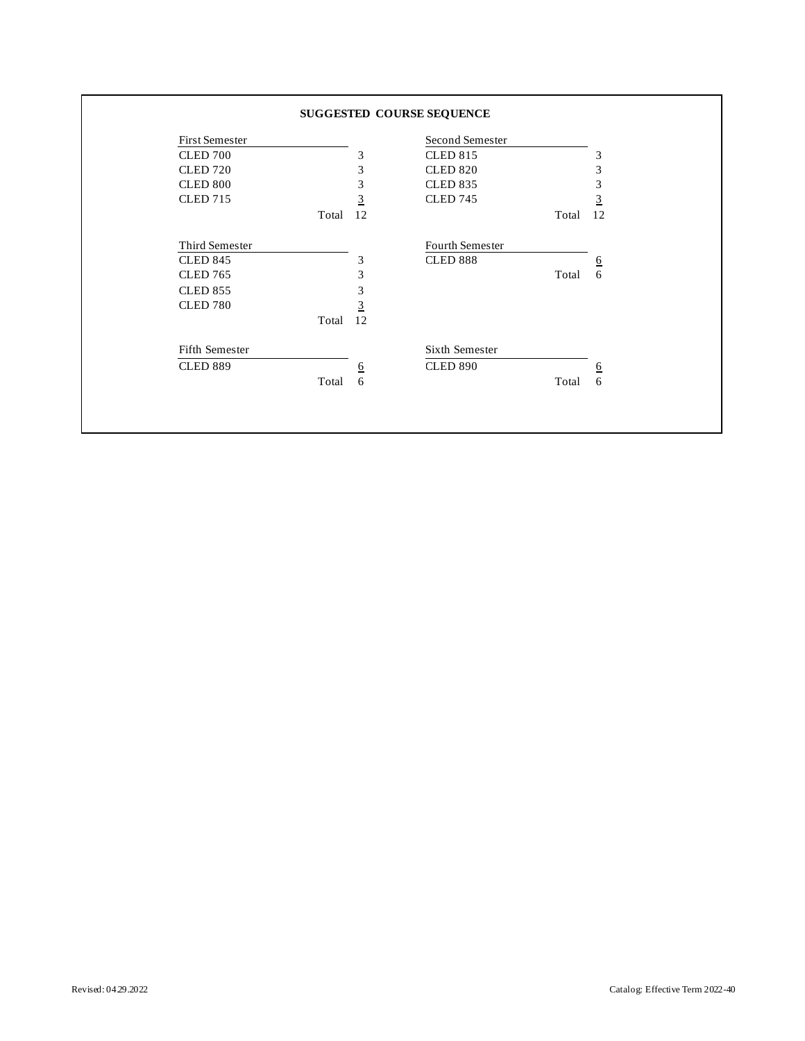## SUGGESTED COURSE SEQUENCE

| First Semester | | Second Semester | |
|---|---|---|---|
| CLED 700 | 3 | CLED 815 | 3 |
| CLED 720 | 3 | CLED 820 | 3 |
| CLED 800 | 3 | CLED 835 | 3 |
| CLED 715 | 3 | CLED 745 | 3 |
| Total | 12 | Total | 12 |

| Third Semester | | Fourth Semester | |
|---|---|---|---|
| CLED 845 | 3 | CLED 888 | 6 |
| CLED 765 | 3 | Total | 6 |
| CLED 855 | 3 | | |
| CLED 780 | 3 | | |
| Total | 12 | | |

| Fifth Semester | | Sixth Semester | |
|---|---|---|---|
| CLED 889 | 6 | CLED 890 | 6 |
| Total | 6 | Total | 6 |

Revised: 04.29.2022

Catalog: Effective Term 2022-40